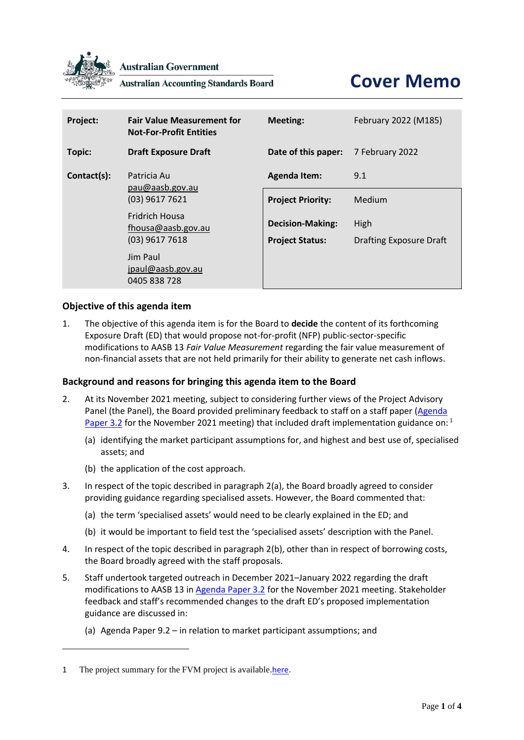Australian Government

Australian Accounting Standards Board

# Cover Memo

| | | | |
|---|---|---|---|
| **Project:** | **Fair Value Measurement for Not-For-Profit Entities** | **Meeting:** | February 2022 (M185) |
| **Topic:** | **Draft Exposure Draft** | **Date of this paper:** | 7 February 2022 |
| **Contact(s):** | Patricia Au<br>pau@aasb.gov.au<br>(03) 9617 7621<br>Fridrich Housa<br>fhousa@aasb.gov.au<br>(03) 9617 7618<br>Jim Paul<br>jpaul@aasb.gov.au<br>0405 838 728 | **Agenda Item:** | 9.1 |
| | | **Project Priority:** | Medium |
| | | **Decision-Making:** | High |
| | | **Project Status:** | Drafting Exposure Draft |

## Objective of this agenda item

1. The objective of this agenda item is for the Board to **decide** the content of its forthcoming Exposure Draft (ED) that would propose not-for-profit (NFP) public-sector-specific modifications to AASB 13 *Fair Value Measurement* regarding the fair value measurement of non-financial assets that are not held primarily for their ability to generate net cash inflows.

## Background and reasons for bringing this agenda item to the Board

2. At its November 2021 meeting, subject to considering further views of the Project Advisory Panel (the Panel), the Board provided preliminary feedback to staff on a staff paper (Agenda Paper 3.2 for the November 2021 meeting) that included draft implementation guidance on: [1]
   (a) identifying the market participant assumptions for, and highest and best use of, specialised assets; and
   (b) the application of the cost approach.

3. In respect of the topic described in paragraph 2(a), the Board broadly agreed to consider providing guidance regarding specialised assets. However, the Board commented that:
   (a) the term 'specialised assets' would need to be clearly explained in the ED; and
   (b) it would be important to field test the 'specialised assets' description with the Panel.

4. In respect of the topic described in paragraph 2(b), other than in respect of borrowing costs, the Board broadly agreed with the staff proposals.

5. Staff undertook targeted outreach in December 2021–January 2022 regarding the draft modifications to AASB 13 in Agenda Paper 3.2 for the November 2021 meeting. Stakeholder feedback and staff's recommended changes to the draft ED's proposed implementation guidance are discussed in:
   (a) Agenda Paper 9.2 – in relation to market participant assumptions; and

---

1 The project summary for the FVM project is available here.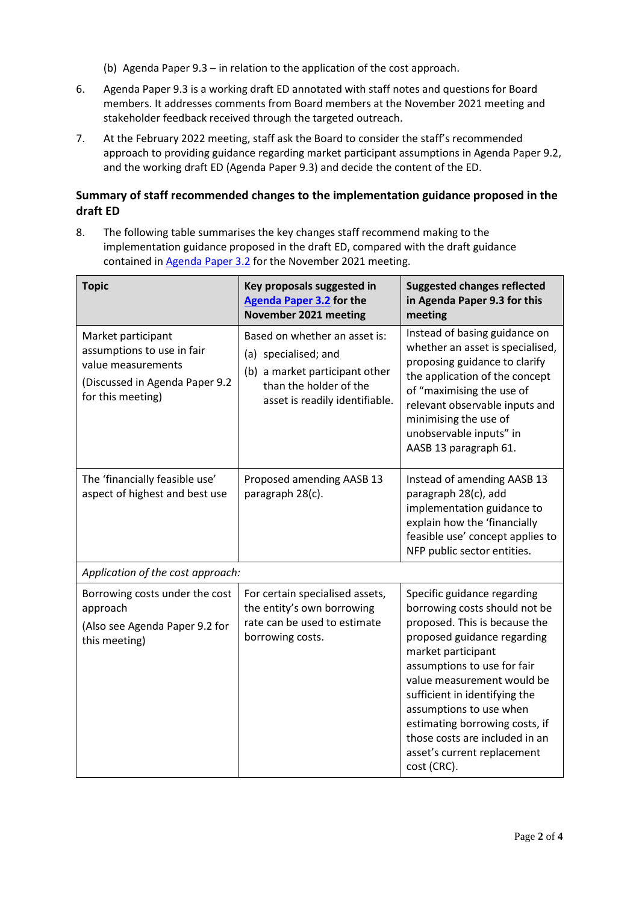(b) Agenda Paper 9.3 – in relation to the application of the cost approach.

6. Agenda Paper 9.3 is a working draft ED annotated with staff notes and questions for Board members. It addresses comments from Board members at the November 2021 meeting and stakeholder feedback received through the targeted outreach.

7. At the February 2022 meeting, staff ask the Board to consider the staff's recommended approach to providing guidance regarding market participant assumptions in Agenda Paper 9.2, and the working draft ED (Agenda Paper 9.3) and decide the content of the ED.

### Summary of staff recommended changes to the implementation guidance proposed in the draft ED

8. The following table summarises the key changes staff recommend making to the implementation guidance proposed in the draft ED, compared with the draft guidance contained in Agenda Paper 3.2 for the November 2021 meeting.

| Topic | Key proposals suggested in Agenda Paper 3.2 for the November 2021 meeting | Suggested changes reflected in Agenda Paper 9.3 for this meeting |
|---|---|---|
| Market participant assumptions to use in fair value measurements<br>(Discussed in Agenda Paper 9.2 for this meeting) | Based on whether an asset is:<br>(a) specialised; and<br>(b) a market participant other than the holder of the asset is readily identifiable. | Instead of basing guidance on whether an asset is specialised, proposing guidance to clarify the application of the concept of "maximising the use of relevant observable inputs and minimising the use of unobservable inputs" in AASB 13 paragraph 61. |
| The 'financially feasible use' aspect of highest and best use | Proposed amending AASB 13 paragraph 28(c). | Instead of amending AASB 13 paragraph 28(c), add implementation guidance to explain how the 'financially feasible use' concept applies to NFP public sector entities. |
| *Application of the cost approach:* | | |
| Borrowing costs under the cost approach<br>(Also see Agenda Paper 9.2 for this meeting) | For certain specialised assets, the entity's own borrowing rate can be used to estimate borrowing costs. | Specific guidance regarding borrowing costs should not be proposed. This is because the proposed guidance regarding market participant assumptions to use for fair value measurement would be sufficient in identifying the assumptions to use when estimating borrowing costs, if those costs are included in an asset's current replacement cost (CRC). |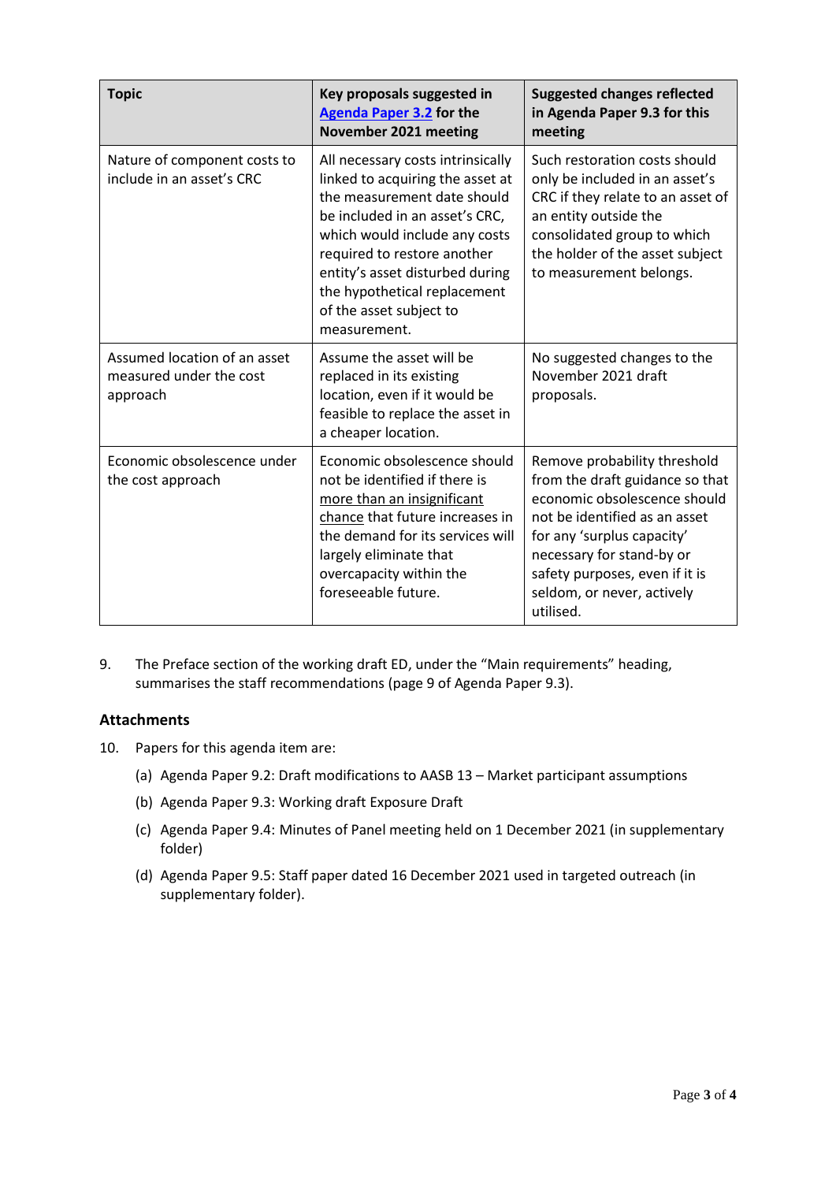| Topic | Key proposals suggested in [Agenda Paper 3.2](#) for the November 2021 meeting | Suggested changes reflected in Agenda Paper 9.3 for this meeting |
|---|---|---|
| Nature of component costs to include in an asset's CRC | All necessary costs intrinsically linked to acquiring the asset at the measurement date should be included in an asset's CRC, which would include any costs required to restore another entity's asset disturbed during the hypothetical replacement of the asset subject to measurement. | Such restoration costs should only be included in an asset's CRC if they relate to an asset of an entity outside the consolidated group to which the holder of the asset subject to measurement belongs. |
| Assumed location of an asset measured under the cost approach | Assume the asset will be replaced in its existing location, even if it would be feasible to replace the asset in a cheaper location. | No suggested changes to the November 2021 draft proposals. |
| Economic obsolescence under the cost approach | Economic obsolescence should not be identified if there is more than an insignificant chance that future increases in the demand for its services will largely eliminate that overcapacity within the foreseeable future. | Remove probability threshold from the draft guidance so that economic obsolescence should not be identified as an asset for any 'surplus capacity' necessary for stand-by or safety purposes, even if it is seldom, or never, actively utilised. |

9. The Preface section of the working draft ED, under the "Main requirements" heading, summarises the staff recommendations (page 9 of Agenda Paper 9.3).

## Attachments

10. Papers for this agenda item are:

    (a) Agenda Paper 9.2: Draft modifications to AASB 13 – Market participant assumptions

    (b) Agenda Paper 9.3: Working draft Exposure Draft

    (c) Agenda Paper 9.4: Minutes of Panel meeting held on 1 December 2021 (in supplementary folder)

    (d) Agenda Paper 9.5: Staff paper dated 16 December 2021 used in targeted outreach (in supplementary folder).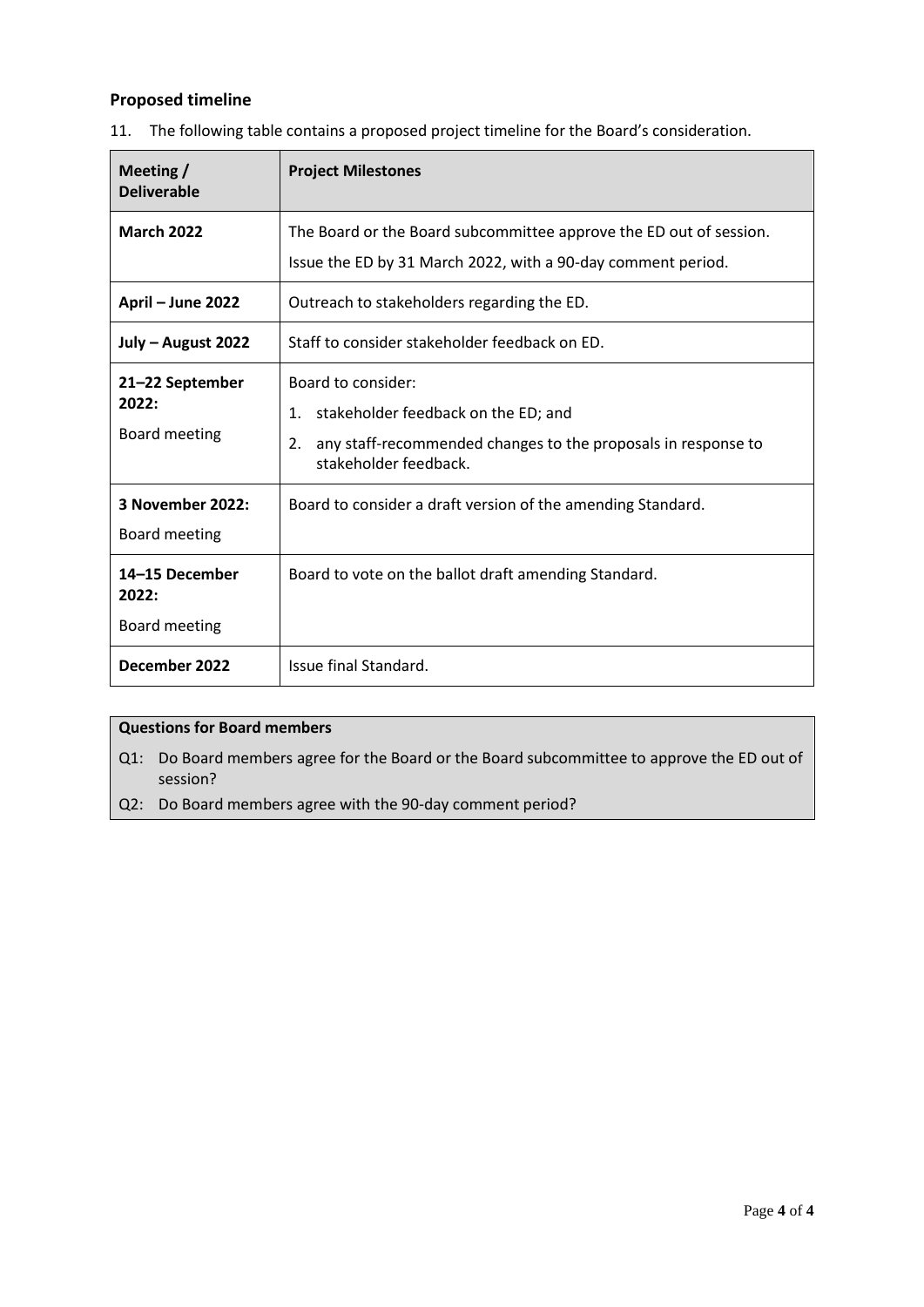## Proposed timeline

11. The following table contains a proposed project timeline for the Board's consideration.

| Meeting / Deliverable | Project Milestones |
|---|---|
| **March 2022** | The Board or the Board subcommittee approve the ED out of session.<br>Issue the ED by 31 March 2022, with a 90-day comment period. |
| **April – June 2022** | Outreach to stakeholders regarding the ED. |
| **July – August 2022** | Staff to consider stakeholder feedback on ED. |
| **21–22 September 2022:**<br>Board meeting | Board to consider:<br>1. stakeholder feedback on the ED; and<br>2. any staff-recommended changes to the proposals in response to stakeholder feedback. |
| **3 November 2022:**<br>Board meeting | Board to consider a draft version of the amending Standard. |
| **14–15 December 2022:**<br>Board meeting | Board to vote on the ballot draft amending Standard. |
| **December 2022** | Issue final Standard. |

**Questions for Board members**

Q1: Do Board members agree for the Board or the Board subcommittee to approve the ED out of session?

Q2: Do Board members agree with the 90-day comment period?